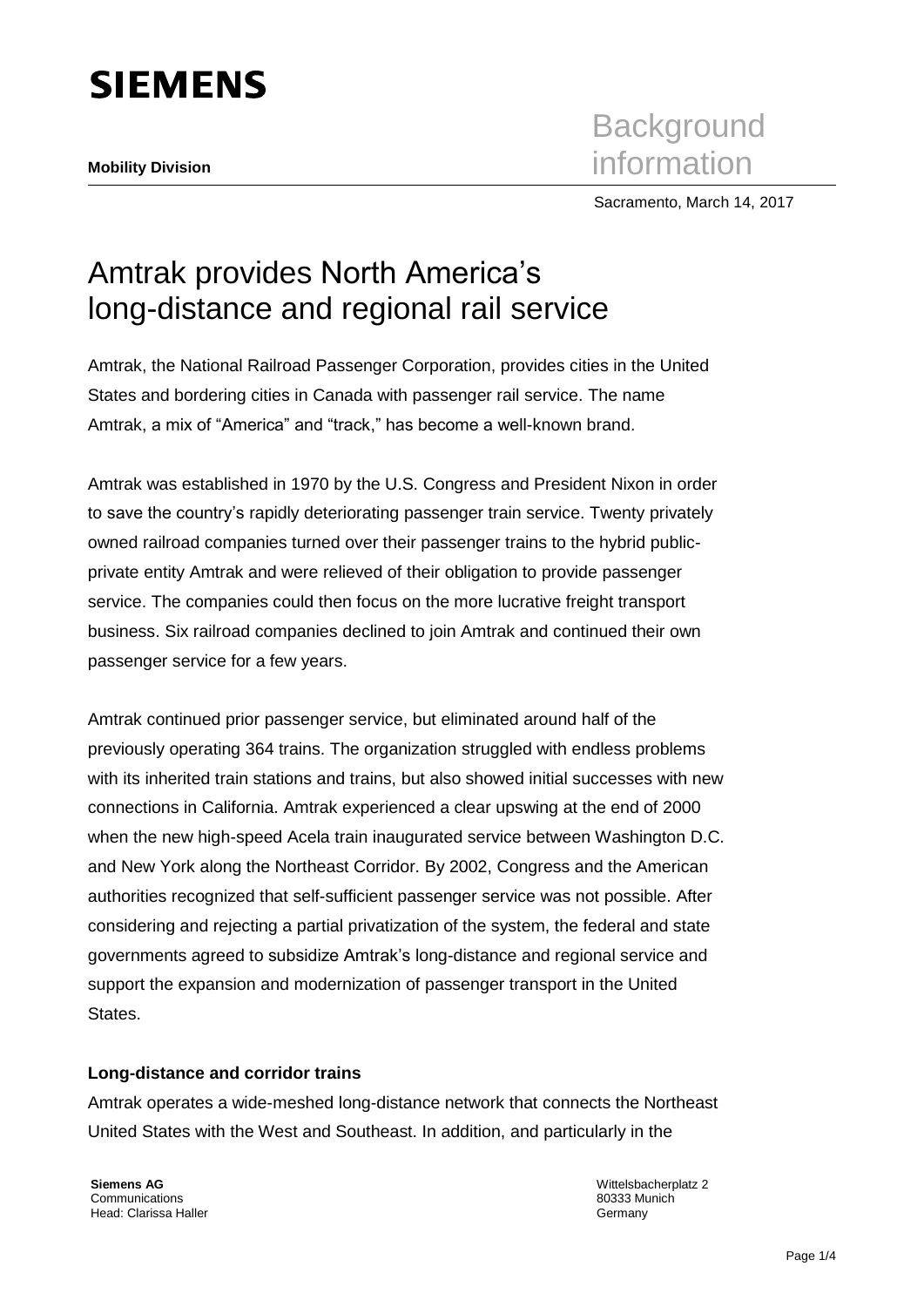SIEMENS

**Mobility Division**

Background information

Sacramento, March 14, 2017

# Amtrak provides North America's long-distance and regional rail service

Amtrak, the National Railroad Passenger Corporation, provides cities in the United States and bordering cities in Canada with passenger rail service. The name Amtrak, a mix of "America" and "track," has become a well-known brand.

Amtrak was established in 1970 by the U.S. Congress and President Nixon in order to save the country's rapidly deteriorating passenger train service. Twenty privately owned railroad companies turned over their passenger trains to the hybrid public-private entity Amtrak and were relieved of their obligation to provide passenger service. The companies could then focus on the more lucrative freight transport business. Six railroad companies declined to join Amtrak and continued their own passenger service for a few years.

Amtrak continued prior passenger service, but eliminated around half of the previously operating 364 trains. The organization struggled with endless problems with its inherited train stations and trains, but also showed initial successes with new connections in California. Amtrak experienced a clear upswing at the end of 2000 when the new high-speed Acela train inaugurated service between Washington D.C. and New York along the Northeast Corridor. By 2002, Congress and the American authorities recognized that self-sufficient passenger service was not possible. After considering and rejecting a partial privatization of the system, the federal and state governments agreed to subsidize Amtrak's long-distance and regional service and support the expansion and modernization of passenger transport in the United States.

### Long-distance and corridor trains

Amtrak operates a wide-meshed long-distance network that connects the Northeast United States with the West and Southeast. In addition, and particularly in the

**Siemens AG**
Communications
Head: Clarissa Haller

Wittelsbacherplatz 2
80333 Munich
Germany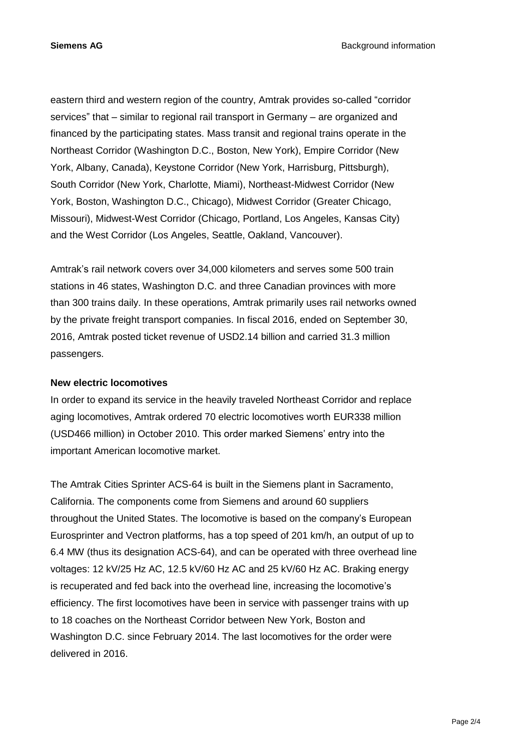eastern third and western region of the country, Amtrak provides so-called "corridor services" that – similar to regional rail transport in Germany – are organized and financed by the participating states. Mass transit and regional trains operate in the Northeast Corridor (Washington D.C., Boston, New York), Empire Corridor (New York, Albany, Canada), Keystone Corridor (New York, Harrisburg, Pittsburgh), South Corridor (New York, Charlotte, Miami), Northeast-Midwest Corridor (New York, Boston, Washington D.C., Chicago), Midwest Corridor (Greater Chicago, Missouri), Midwest-West Corridor (Chicago, Portland, Los Angeles, Kansas City) and the West Corridor (Los Angeles, Seattle, Oakland, Vancouver).

Amtrak's rail network covers over 34,000 kilometers and serves some 500 train stations in 46 states, Washington D.C. and three Canadian provinces with more than 300 trains daily. In these operations, Amtrak primarily uses rail networks owned by the private freight transport companies. In fiscal 2016, ended on September 30, 2016, Amtrak posted ticket revenue of USD2.14 billion and carried 31.3 million passengers.

**New electric locomotives**

In order to expand its service in the heavily traveled Northeast Corridor and replace aging locomotives, Amtrak ordered 70 electric locomotives worth EUR338 million (USD466 million) in October 2010. This order marked Siemens' entry into the important American locomotive market.

The Amtrak Cities Sprinter ACS-64 is built in the Siemens plant in Sacramento, California. The components come from Siemens and around 60 suppliers throughout the United States. The locomotive is based on the company's European Eurosprinter and Vectron platforms, has a top speed of 201 km/h, an output of up to 6.4 MW (thus its designation ACS-64), and can be operated with three overhead line voltages: 12 kV/25 Hz AC, 12.5 kV/60 Hz AC and 25 kV/60 Hz AC. Braking energy is recuperated and fed back into the overhead line, increasing the locomotive's efficiency. The first locomotives have been in service with passenger trains with up to 18 coaches on the Northeast Corridor between New York, Boston and Washington D.C. since February 2014. The last locomotives for the order were delivered in 2016.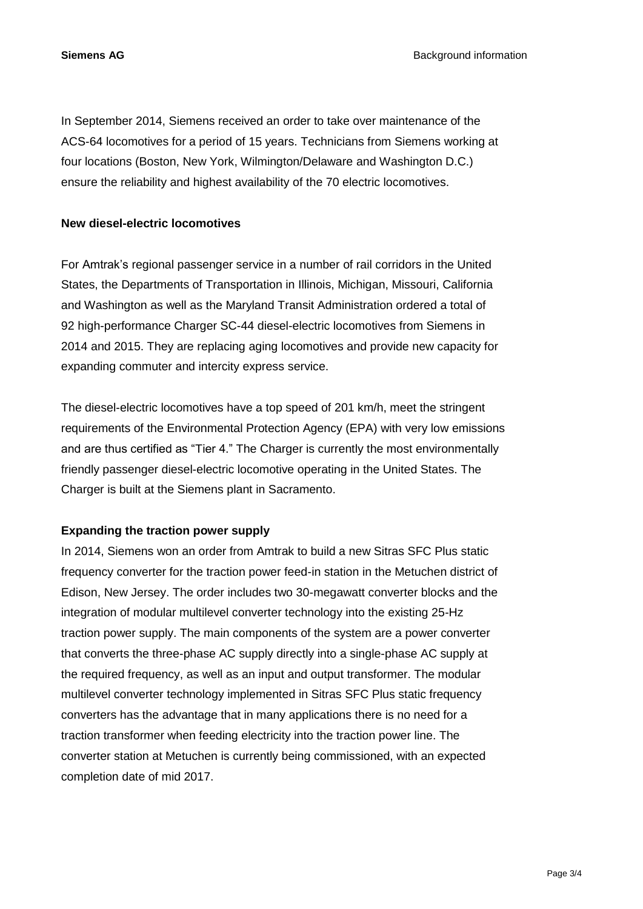In September 2014, Siemens received an order to take over maintenance of the ACS-64 locomotives for a period of 15 years. Technicians from Siemens working at four locations (Boston, New York, Wilmington/Delaware and Washington D.C.) ensure the reliability and highest availability of the 70 electric locomotives.

**New diesel-electric locomotives**

For Amtrak's regional passenger service in a number of rail corridors in the United States, the Departments of Transportation in Illinois, Michigan, Missouri, California and Washington as well as the Maryland Transit Administration ordered a total of 92 high-performance Charger SC-44 diesel-electric locomotives from Siemens in 2014 and 2015. They are replacing aging locomotives and provide new capacity for expanding commuter and intercity express service.

The diesel-electric locomotives have a top speed of 201 km/h, meet the stringent requirements of the Environmental Protection Agency (EPA) with very low emissions and are thus certified as "Tier 4." The Charger is currently the most environmentally friendly passenger diesel-electric locomotive operating in the United States. The Charger is built at the Siemens plant in Sacramento.

**Expanding the traction power supply**

In 2014, Siemens won an order from Amtrak to build a new Sitras SFC Plus static frequency converter for the traction power feed-in station in the Metuchen district of Edison, New Jersey. The order includes two 30-megawatt converter blocks and the integration of modular multilevel converter technology into the existing 25-Hz traction power supply. The main components of the system are a power converter that converts the three-phase AC supply directly into a single-phase AC supply at the required frequency, as well as an input and output transformer. The modular multilevel converter technology implemented in Sitras SFC Plus static frequency converters has the advantage that in many applications there is no need for a traction transformer when feeding electricity into the traction power line. The converter station at Metuchen is currently being commissioned, with an expected completion date of mid 2017.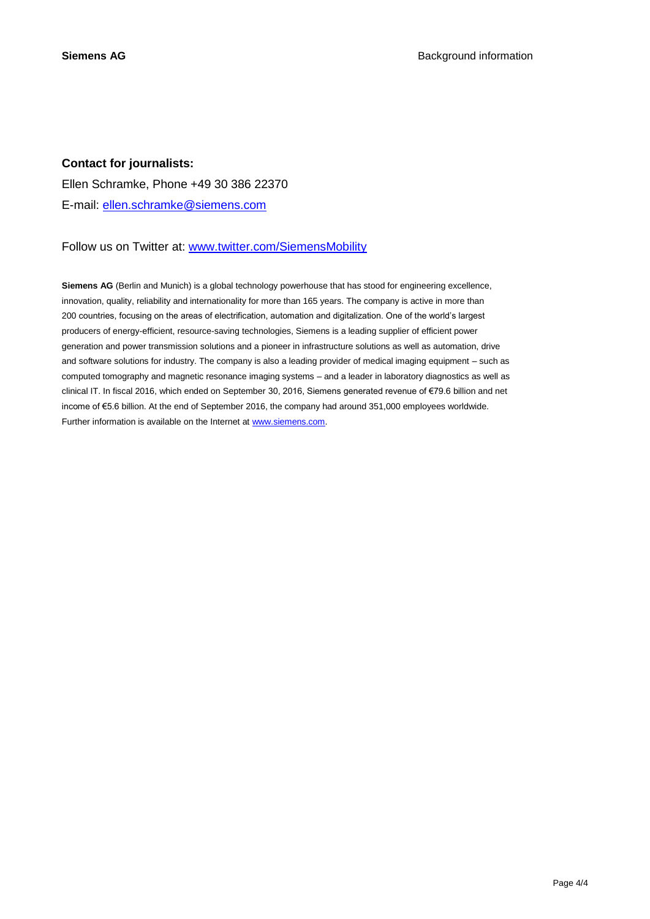**Contact for journalists:**

Ellen Schramke, Phone +49 30 386 22370

E-mail: ellen.schramke@siemens.com

Follow us on Twitter at: www.twitter.com/SiemensMobility

**Siemens AG** (Berlin and Munich) is a global technology powerhouse that has stood for engineering excellence, innovation, quality, reliability and internationality for more than 165 years. The company is active in more than 200 countries, focusing on the areas of electrification, automation and digitalization. One of the world's largest producers of energy-efficient, resource-saving technologies, Siemens is a leading supplier of efficient power generation and power transmission solutions and a pioneer in infrastructure solutions as well as automation, drive and software solutions for industry. The company is also a leading provider of medical imaging equipment – such as computed tomography and magnetic resonance imaging systems – and a leader in laboratory diagnostics as well as clinical IT. In fiscal 2016, which ended on September 30, 2016, Siemens generated revenue of €79.6 billion and net income of €5.6 billion. At the end of September 2016, the company had around 351,000 employees worldwide. Further information is available on the Internet at www.siemens.com.